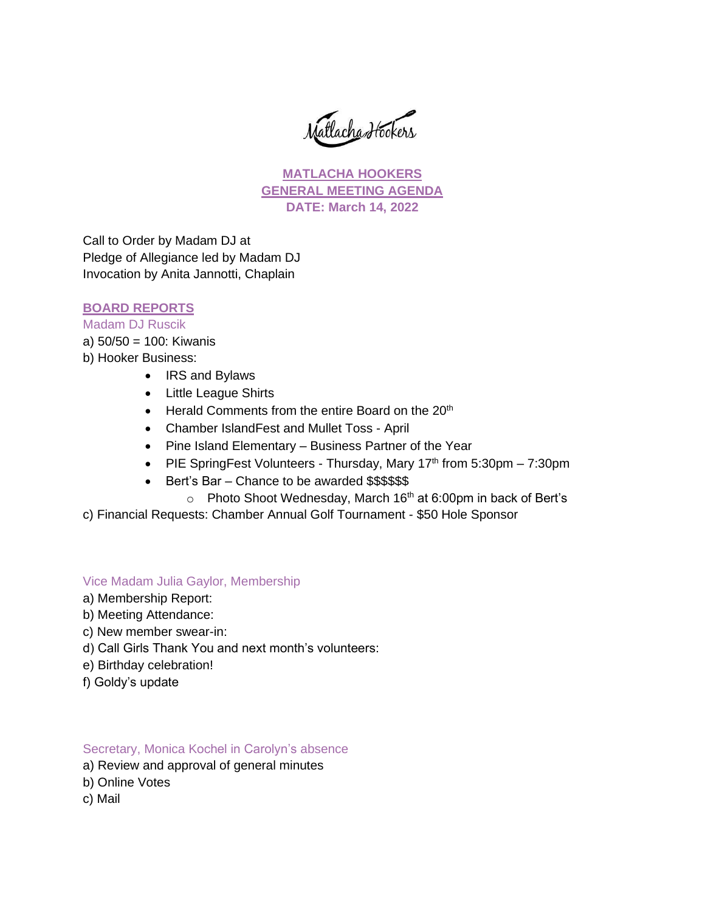Matlacha Hookers

# MATLACHA HOOKERS
# GENERAL MEETING AGENDA
**DATE: March 14, 2022**

Call to Order by Madam DJ at
Pledge of Allegiance led by Madam DJ
Invocation by Anita Jannotti, Chaplain

## BOARD REPORTS

### Madam DJ Ruscik

a) 50/50 = 100: Kiwanis
b) Hooker Business:

- IRS and Bylaws
- Little League Shirts
- Herald Comments from the entire Board on the 20th
- Chamber IslandFest and Mullet Toss - April
- Pine Island Elementary – Business Partner of the Year
- PIE SpringFest Volunteers - Thursday, Mary 17th from 5:30pm – 7:30pm
- Bert's Bar – Chance to be awarded $$$$$$
  - Photo Shoot Wednesday, March 16th at 6:00pm in back of Bert's

c) Financial Requests: Chamber Annual Golf Tournament - $50 Hole Sponsor

### Vice Madam Julia Gaylor, Membership

a) Membership Report:
b) Meeting Attendance:
c) New member swear-in:
d) Call Girls Thank You and next month's volunteers:
e) Birthday celebration!
f) Goldy's update

### Secretary, Monica Kochel in Carolyn's absence

a) Review and approval of general minutes
b) Online Votes
c) Mail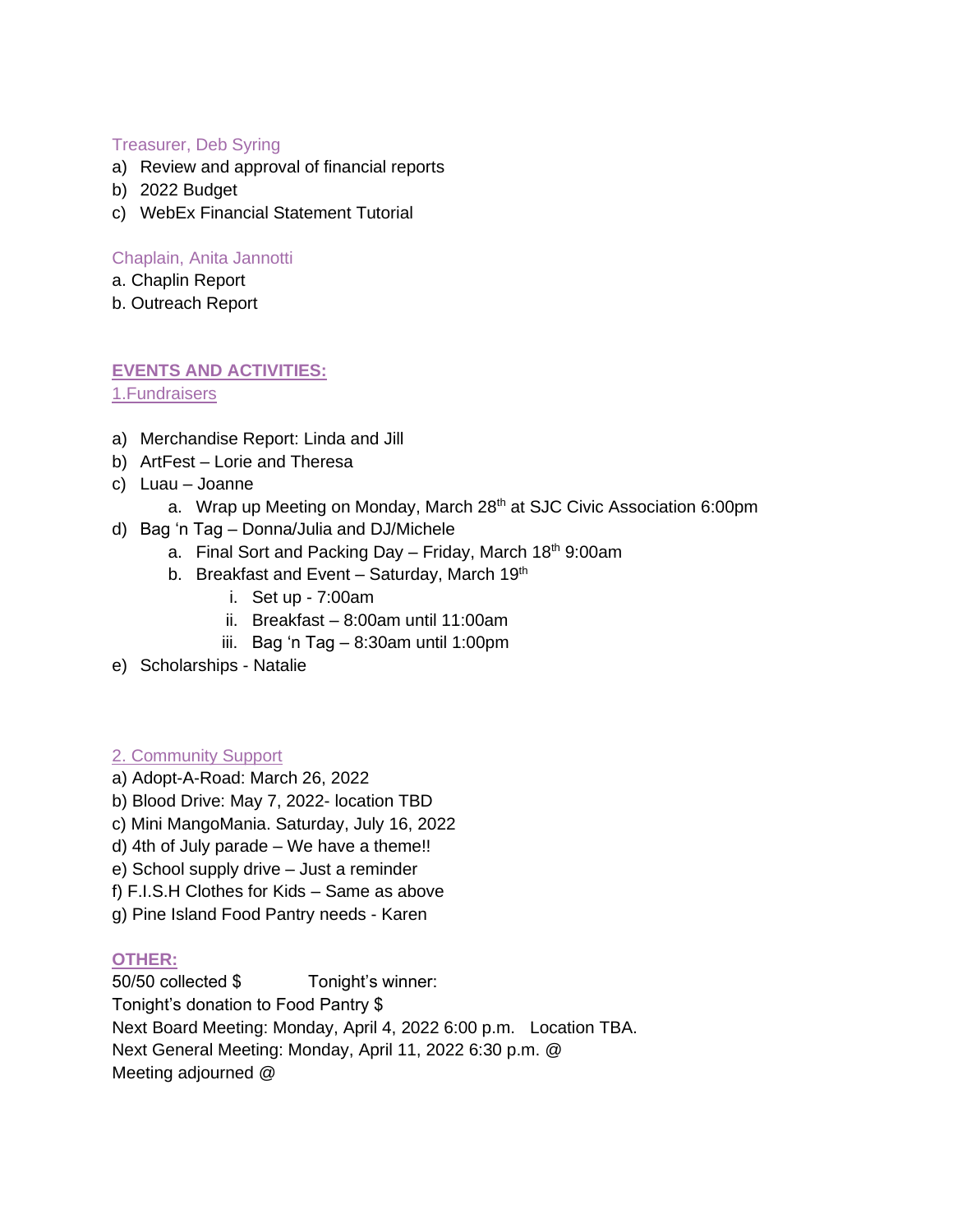Treasurer, Deb Syring

a) Review and approval of financial reports
b) 2022 Budget
c) WebEx Financial Statement Tutorial

Chaplain, Anita Jannotti

a. Chaplin Report
b. Outreach Report

**EVENTS AND ACTIVITIES:**

1.Fundraisers

a) Merchandise Report: Linda and Jill
b) ArtFest – Lorie and Theresa
c) Luau – Joanne
    a. Wrap up Meeting on Monday, March 28th at SJC Civic Association 6:00pm
d) Bag 'n Tag – Donna/Julia and DJ/Michele
    a. Final Sort and Packing Day – Friday, March 18th 9:00am
    b. Breakfast and Event – Saturday, March 19th
        i. Set up - 7:00am
        ii. Breakfast – 8:00am until 11:00am
        iii. Bag 'n Tag – 8:30am until 1:00pm
e) Scholarships - Natalie

2. Community Support

a) Adopt-A-Road: March 26, 2022
b) Blood Drive: May 7, 2022- location TBD
c) Mini MangoMania. Saturday, July 16, 2022
d) 4th of July parade – We have a theme!!
e) School supply drive – Just a reminder
f) F.I.S.H Clothes for Kids – Same as above
g) Pine Island Food Pantry needs - Karen

**OTHER:**

50/50 collected $ Tonight's winner:
Tonight's donation to Food Pantry $
Next Board Meeting: Monday, April 4, 2022 6:00 p.m. Location TBA.
Next General Meeting: Monday, April 11, 2022 6:30 p.m. @
Meeting adjourned @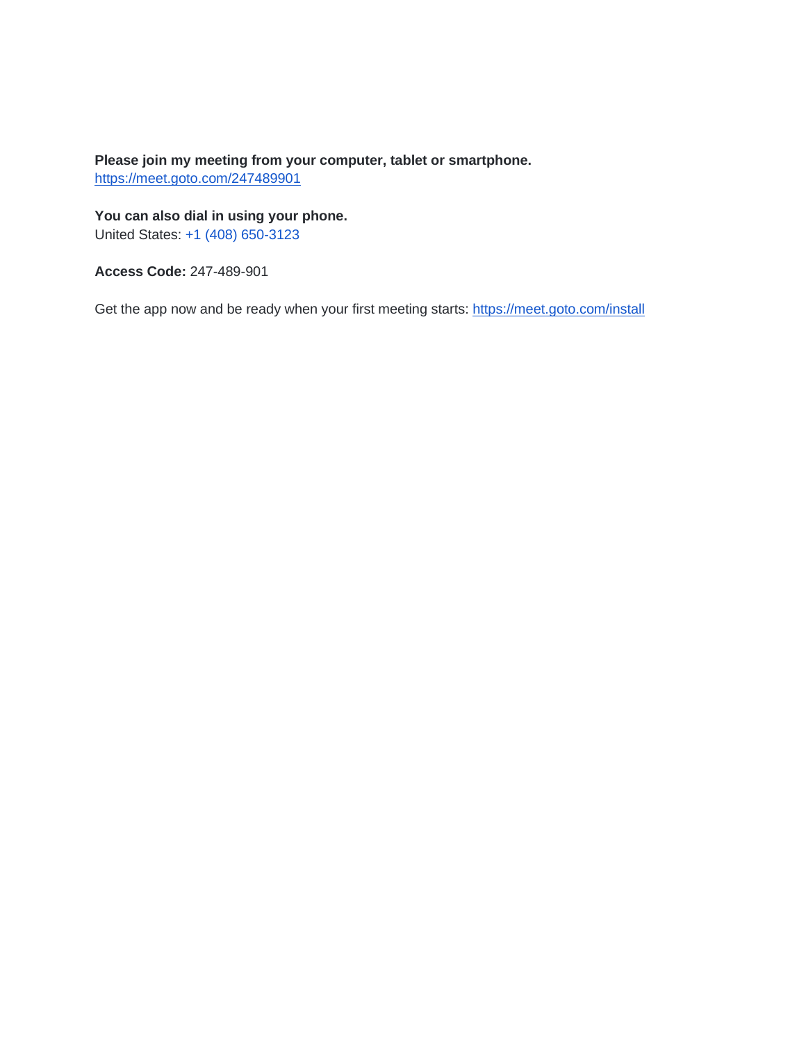**Please join my meeting from your computer, tablet or smartphone.**
https://meet.goto.com/247489901

**You can also dial in using your phone.**
United States: +1 (408) 650-3123

**Access Code:** 247-489-901

Get the app now and be ready when your first meeting starts: https://meet.goto.com/install